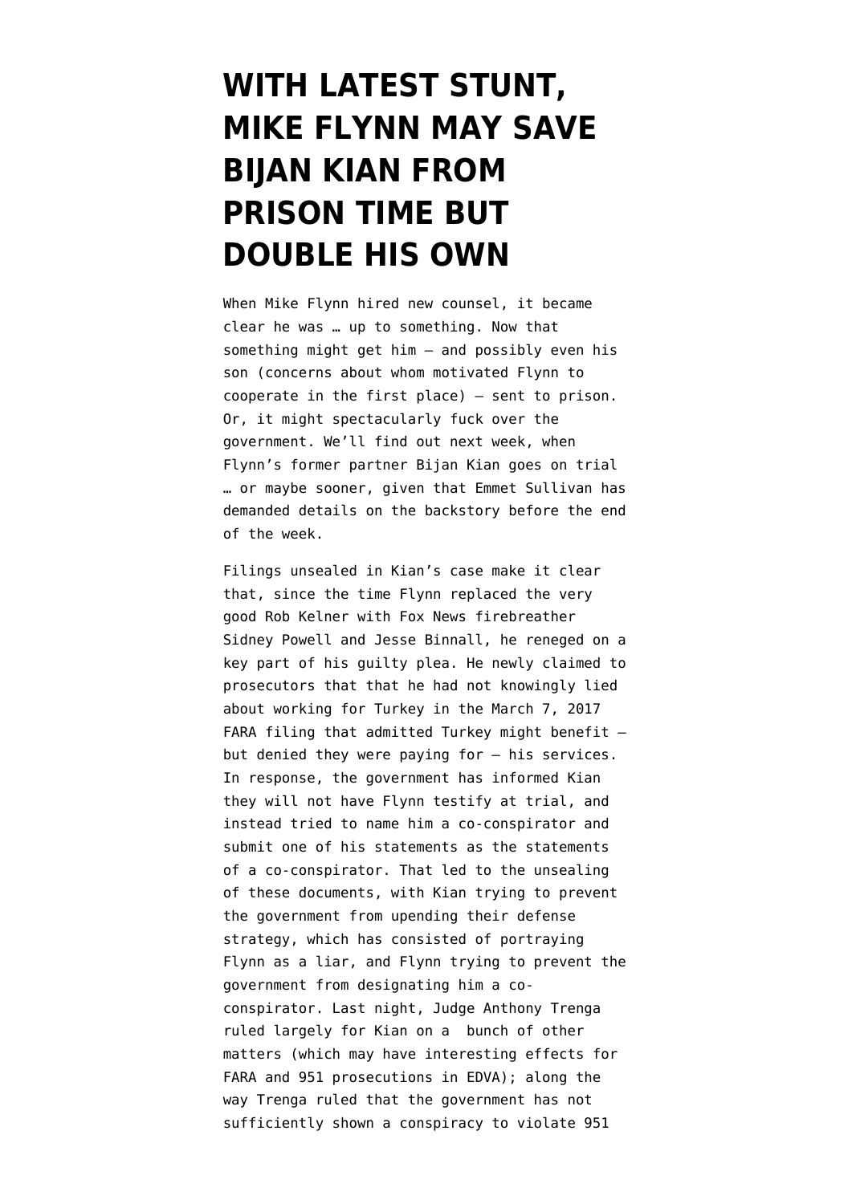# WITH LATEST STUNT, MIKE FLYNN MAY SAVE BIJAN KIAN FROM PRISON TIME BUT DOUBLE HIS OWN

When Mike Flynn hired new counsel, it became clear he was … up to something. Now that something might get him — and possibly even his son (concerns about whom motivated Flynn to cooperate in the first place) — sent to prison. Or, it might spectacularly fuck over the government. We'll find out next week, when Flynn's former partner Bijan Kian goes on trial … or maybe sooner, given that Emmet Sullivan has demanded details on the backstory before the end of the week.

Filings unsealed in Kian's case make it clear that, since the time Flynn replaced the very good Rob Kelner with Fox News firebreather Sidney Powell and Jesse Binnall, he reneged on a key part of his guilty plea. He newly claimed to prosecutors that that he had not knowingly lied about working for Turkey in the March 7, 2017 FARA filing that admitted Turkey might benefit — but denied they were paying for — his services. In response, the government has informed Kian they will not have Flynn testify at trial, and instead tried to name him a co-conspirator and submit one of his statements as the statements of a co-conspirator. That led to the unsealing of these documents, with Kian trying to prevent the government from upending their defense strategy, which has consisted of portraying Flynn as a liar, and Flynn trying to prevent the government from designating him a co-conspirator. Last night, Judge Anthony Trenga ruled largely for Kian on a bunch of other matters (which may have interesting effects for FARA and 951 prosecutions in EDVA); along the way Trenga ruled that the government has not sufficiently shown a conspiracy to violate 951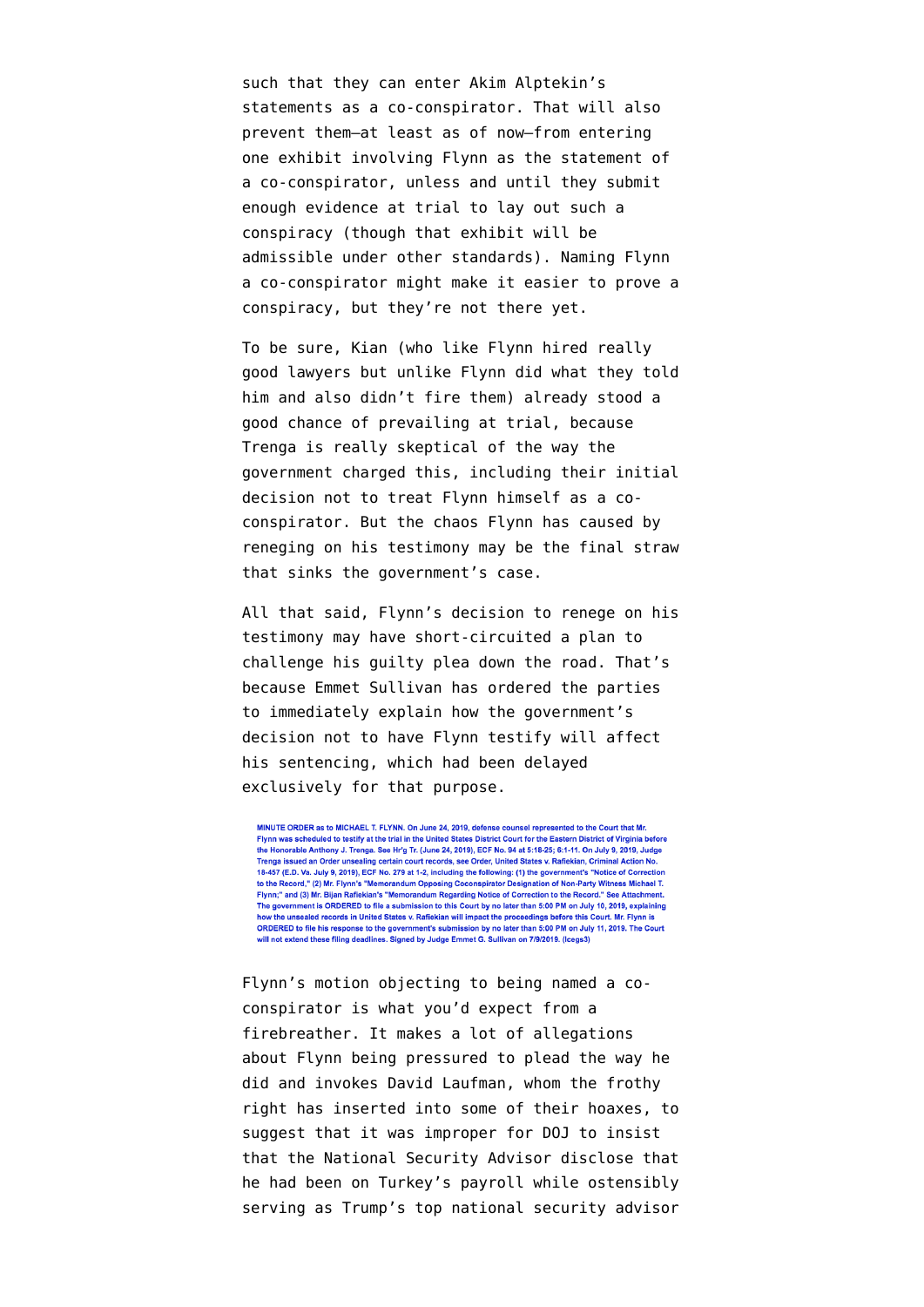such that they can enter Akim Alptekin's statements as a co-conspirator. That will also prevent them—at least as of now—from entering one exhibit involving Flynn as the statement of a co-conspirator, unless and until they submit enough evidence at trial to lay out such a conspiracy (though that exhibit will be admissible under other standards). Naming Flynn a co-conspirator might make it easier to prove a conspiracy, but they're not there yet.

To be sure, Kian (who like Flynn hired really good lawyers but unlike Flynn did what they told him and also didn't fire them) already stood a good chance of prevailing at trial, because Trenga is really skeptical of the way the government charged this, including their initial decision not to treat Flynn himself as a co-conspirator. But the chaos Flynn has caused by reneging on his testimony may be the final straw that sinks the government's case.

All that said, Flynn's decision to renege on his testimony may have short-circuited a plan to challenge his guilty plea down the road. That's because Emmet Sullivan has ordered the parties to immediately explain how the government's decision not to have Flynn testify will affect his sentencing, which had been delayed exclusively for that purpose.

MINUTE ORDER as to MICHAEL T. FLYNN. On June 24, 2019, defense counsel represented to the Court that Mr. Flynn was scheduled to testify at the trial in the United States District Court for the Eastern District of Virginia before the Honorable Anthony J. Trenga. See Hr'g Tr. (June 24, 2019), ECF No. 94 at 5:18-25; 6:1-11. On July 9, 2019, Judge Trenga issued an Order unsealing certain court records, see Order, United States v. Rafiekian, Criminal Action No. 18-457 (E.D. Va. July 9, 2019), ECF No. 279 at 1-2, including the following: (1) the government's "Notice of Correction to the Record," (2) Mr. Flynn's "Memorandum Opposing Coconspirator Designation of Non-Party Witness Michael T. Flynn;" and (3) Mr. Bijan Rafiekian's "Memorandum Regarding Notice of Correction to the Record." See Attachment. The government is ORDERED to file a submission to this Court by no later than 5:00 PM on July 10, 2019, explaining how the unsealed records in United States v. Rafiekian will impact the proceedings before this Court. Mr. Flynn is ORDERED to file his response to the government's submission by no later than 5:00 PM on July 11, 2019. The Court will not extend these filing deadlines. Signed by Judge Emmet G. Sullivan on 7/9/2019. (lcegs3)

Flynn's motion objecting to being named a co-conspirator is what you'd expect from a firebreather. It makes a lot of allegations about Flynn being pressured to plead the way he did and invokes David Laufman, whom the frothy right has inserted into some of their hoaxes, to suggest that it was improper for DOJ to insist that the National Security Advisor disclose that he had been on Turkey's payroll while ostensibly serving as Trump's top national security advisor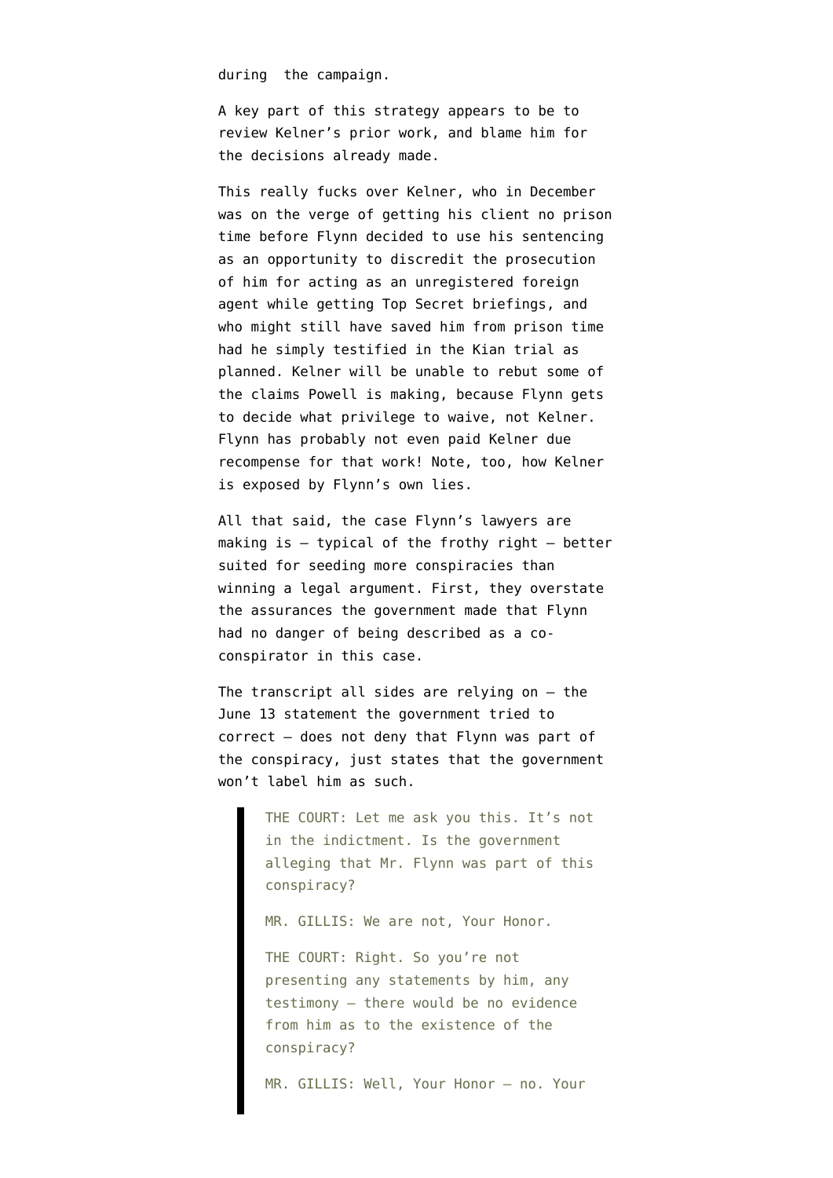during the campaign.

A key part of this strategy appears to be to review Kelner's prior work, and blame him for the decisions already made.

This really fucks over Kelner, who in December was on the verge of getting his client no prison time before Flynn decided to use his sentencing as an opportunity to discredit the prosecution of him for acting as an unregistered foreign agent while getting Top Secret briefings, and who might still have saved him from prison time had he simply testified in the Kian trial as planned. Kelner will be unable to rebut some of the claims Powell is making, because Flynn gets to decide what privilege to waive, not Kelner. Flynn has probably not even paid Kelner due recompense for that work! Note, too, how Kelner is exposed by Flynn's own lies.

All that said, the case Flynn's lawyers are making is — typical of the frothy right — better suited for seeding more conspiracies than winning a legal argument. First, they overstate the assurances the government made that Flynn had no danger of being described as a co-conspirator in this case.

The transcript all sides are relying on — the June 13 statement the government tried to correct — does not deny that Flynn was part of the conspiracy, just states that the government won't label him as such.

> THE COURT: Let me ask you this. It's not in the indictment. Is the government alleging that Mr. Flynn was part of this conspiracy?
>
> MR. GILLIS: We are not, Your Honor.
>
> THE COURT: Right. So you're not presenting any statements by him, any testimony — there would be no evidence from him as to the existence of the conspiracy?
>
> MR. GILLIS: Well, Your Honor — no. Your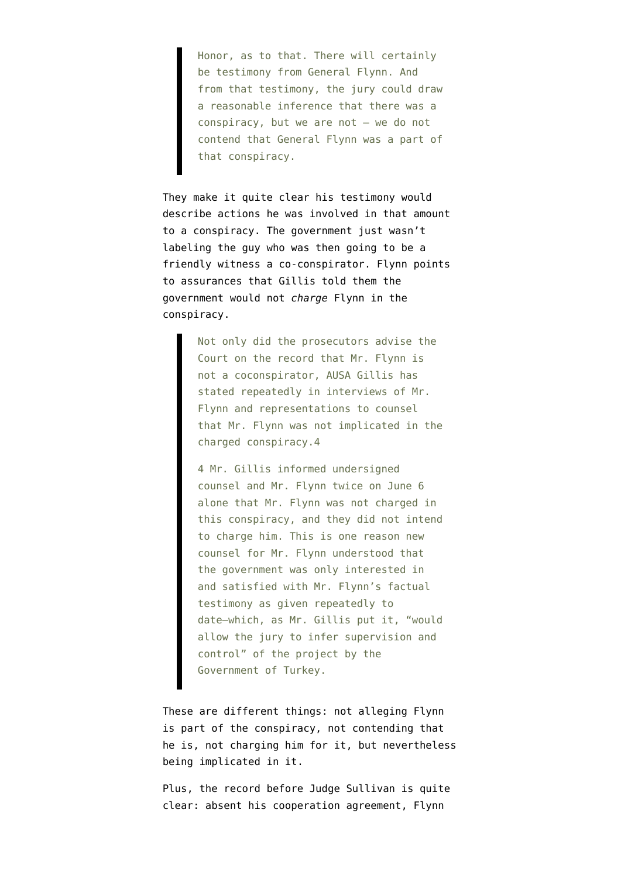> Honor, as to that. There will certainly be testimony from General Flynn. And from that testimony, the jury could draw a reasonable inference that there was a conspiracy, but we are not — we do not contend that General Flynn was a part of that conspiracy.

They make it quite clear his testimony would describe actions he was involved in that amount to a conspiracy. The government just wasn't labeling the guy who was then going to be a friendly witness a co-conspirator. Flynn points to assurances that Gillis told them the government would not *charge* Flynn in the conspiracy.

> Not only did the prosecutors advise the Court on the record that Mr. Flynn is not a coconspirator, AUSA Gillis has stated repeatedly in interviews of Mr. Flynn and representations to counsel that Mr. Flynn was not implicated in the charged conspiracy.4
>
> 4 Mr. Gillis informed undersigned counsel and Mr. Flynn twice on June 6 alone that Mr. Flynn was not charged in this conspiracy, and they did not intend to charge him. This is one reason new counsel for Mr. Flynn understood that the government was only interested in and satisfied with Mr. Flynn's factual testimony as given repeatedly to date—which, as Mr. Gillis put it, "would allow the jury to infer supervision and control" of the project by the Government of Turkey.

These are different things: not alleging Flynn is part of the conspiracy, not contending that he is, not charging him for it, but nevertheless being implicated in it.

Plus, the record before Judge Sullivan is quite clear: absent his cooperation agreement, Flynn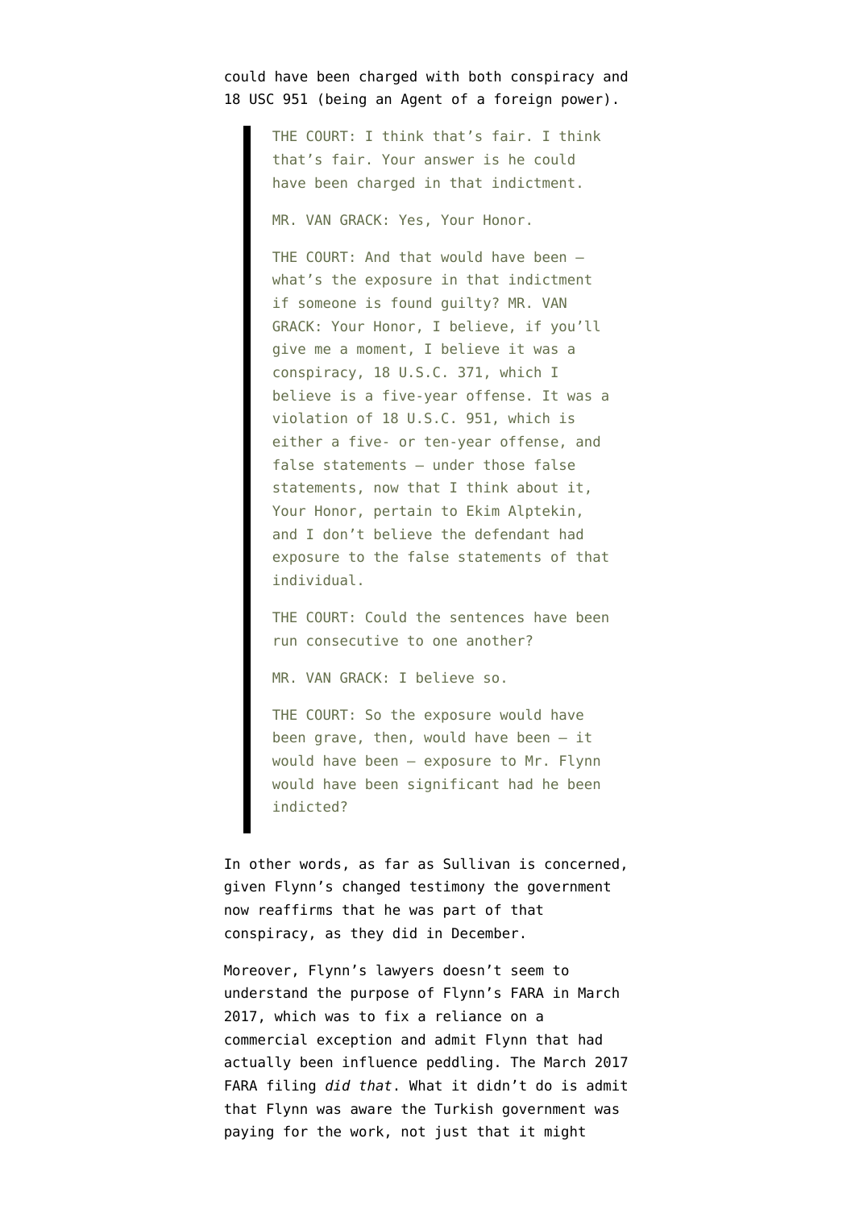could have been charged with both conspiracy and 18 USC 951 (being an Agent of a foreign power).

> THE COURT: I think that's fair. I think that's fair. Your answer is he could have been charged in that indictment.
>
> MR. VAN GRACK: Yes, Your Honor.
>
> THE COURT: And that would have been — what's the exposure in that indictment if someone is found guilty? MR. VAN GRACK: Your Honor, I believe, if you'll give me a moment, I believe it was a conspiracy, 18 U.S.C. 371, which I believe is a five-year offense. It was a violation of 18 U.S.C. 951, which is either a five- or ten-year offense, and false statements — under those false statements, now that I think about it, Your Honor, pertain to Ekim Alptekin, and I don't believe the defendant had exposure to the false statements of that individual.
>
> THE COURT: Could the sentences have been run consecutive to one another?
>
> MR. VAN GRACK: I believe so.
>
> THE COURT: So the exposure would have been grave, then, would have been — it would have been — exposure to Mr. Flynn would have been significant had he been indicted?

In other words, as far as Sullivan is concerned, given Flynn's changed testimony the government now reaffirms that he was part of that conspiracy, as they did in December.

Moreover, Flynn's lawyers doesn't seem to understand the purpose of Flynn's FARA in March 2017, which was to fix a reliance on a commercial exception and admit Flynn that had actually been influence peddling. The March 2017 FARA filing *did that*. What it didn't do is admit that Flynn was aware the Turkish government was paying for the work, not just that it might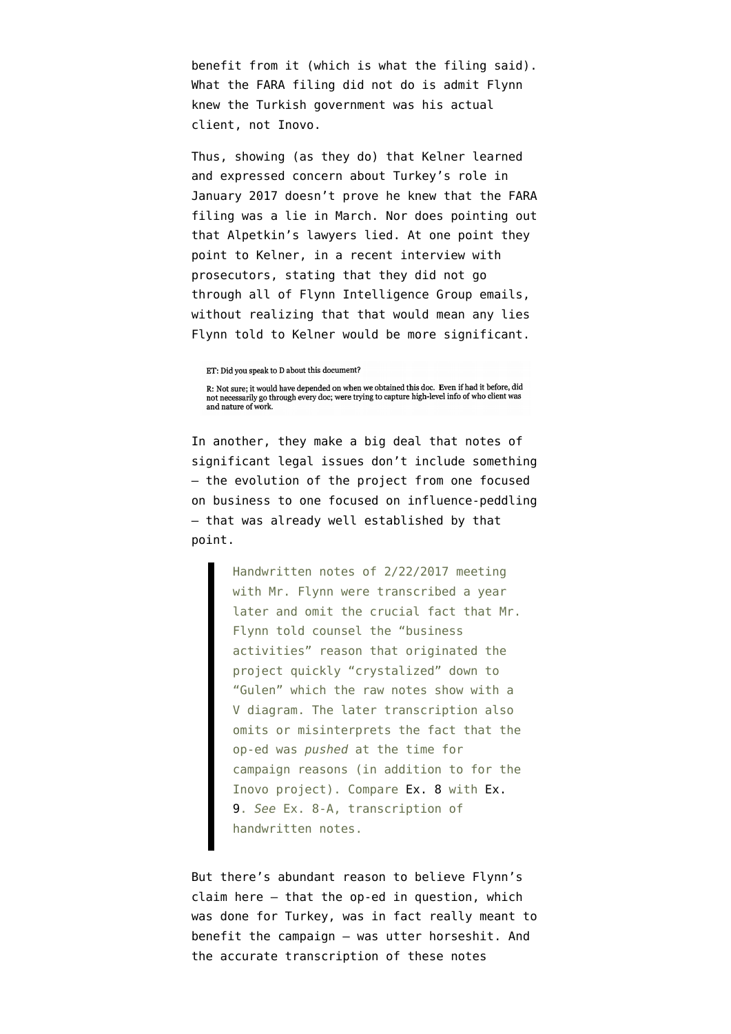benefit from it (which is what the filing said). What the FARA filing did not do is admit Flynn knew the Turkish government was his actual client, not Inovo.

Thus, showing (as they do) that Kelner learned and expressed concern about Turkey's role in January 2017 doesn't prove he knew that the FARA filing was a lie in March. Nor does pointing out that Alpetkin's lawyers lied. At one point they point to Kelner, in a recent interview with prosecutors, stating that they did not go through all of Flynn Intelligence Group emails, without realizing that that would mean any lies Flynn told to Kelner would be more significant.

ET: Did you speak to D about this document?

R: Not sure; it would have depended on when we obtained this doc. Even if had it before, did not necessarily go through every doc; were trying to capture high-level info of who client was and nature of work.

In another, they make a big deal that notes of significant legal issues don't include something – the evolution of the project from one focused on business to one focused on influence-peddling – that was already well established by that point.

> Handwritten notes of 2/22/2017 meeting with Mr. Flynn were transcribed a year later and omit the crucial fact that Mr. Flynn told counsel the "business activities" reason that originated the project quickly "crystalized" down to "Gulen" which the raw notes show with a V diagram. The later transcription also omits or misinterprets the fact that the op-ed was *pushed* at the time for campaign reasons (in addition to for the Inovo project). Compare Ex. 8 with Ex. 9. *See* Ex. 8-A, transcription of handwritten notes.

But there's abundant reason to believe Flynn's claim here – that the op-ed in question, which was done for Turkey, was in fact really meant to benefit the campaign – was utter horseshit. And the accurate transcription of these notes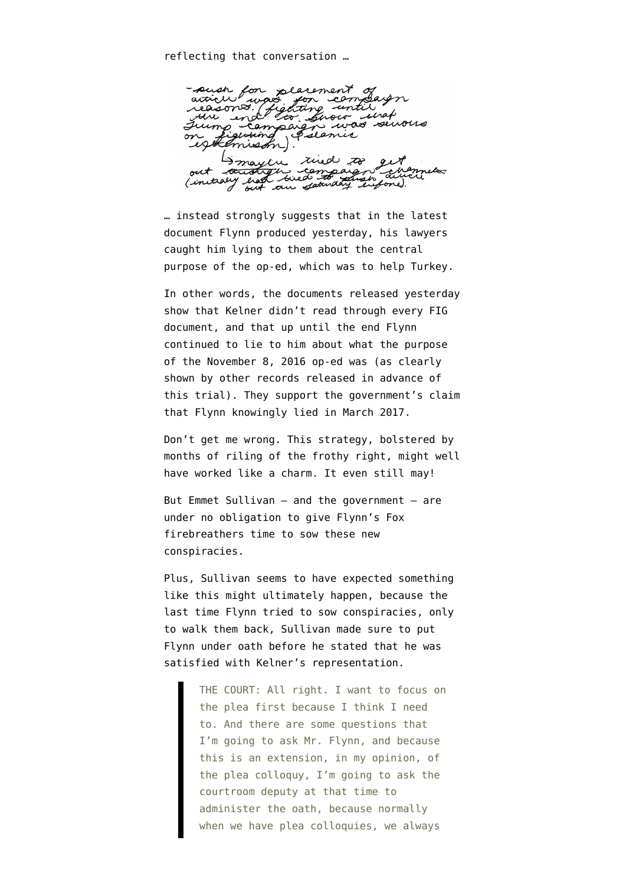reflecting that conversation …

-push for placement of article was for campaign reasons. (fighting until the end to show that Trump campaign was serious on fighting Islamic extremism).
↳ maybe tried to get out through campaign channels (initially had tried to push article out on Saturday before).

… instead strongly suggests that in the latest document Flynn produced yesterday, his lawyers caught him lying to them about the central purpose of the op-ed, which was to help Turkey.

In other words, the documents released yesterday show that Kelner didn't read through every FIG document, and that up until the end Flynn continued to lie to him about what the purpose of the November 8, 2016 op-ed was (as clearly shown by other records released in advance of this trial). They support the government's claim that Flynn knowingly lied in March 2017.

Don't get me wrong. This strategy, bolstered by months of riling of the frothy right, might well have worked like a charm. It even still may!

But Emmet Sullivan — and the government — are under no obligation to give Flynn's Fox firebreathers time to sow these new conspiracies.

Plus, Sullivan seems to have expected something like this might ultimately happen, because the last time Flynn tried to sow conspiracies, only to walk them back, Sullivan made sure to put Flynn under oath before he stated that he was satisfied with Kelner's representation.

> THE COURT: All right. I want to focus on the plea first because I think I need to. And there are some questions that I'm going to ask Mr. Flynn, and because this is an extension, in my opinion, of the plea colloquy, I'm going to ask the courtroom deputy at that time to administer the oath, because normally when we have plea colloquies, we always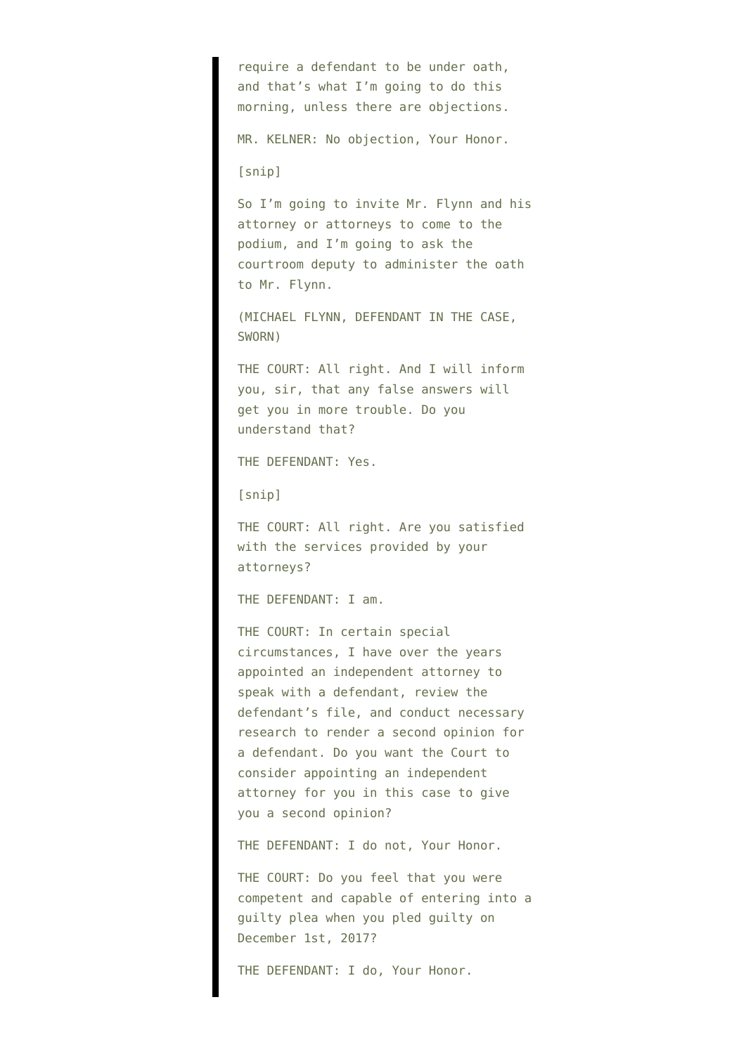> require a defendant to be under oath, and that's what I'm going to do this morning, unless there are objections.
>
> MR. KELNER: No objection, Your Honor.
>
> [snip]
>
> So I'm going to invite Mr. Flynn and his attorney or attorneys to come to the podium, and I'm going to ask the courtroom deputy to administer the oath to Mr. Flynn.
>
> (MICHAEL FLYNN, DEFENDANT IN THE CASE, SWORN)
>
> THE COURT: All right. And I will inform you, sir, that any false answers will get you in more trouble. Do you understand that?
>
> THE DEFENDANT: Yes.
>
> [snip]
>
> THE COURT: All right. Are you satisfied with the services provided by your attorneys?
>
> THE DEFENDANT: I am.
>
> THE COURT: In certain special circumstances, I have over the years appointed an independent attorney to speak with a defendant, review the defendant's file, and conduct necessary research to render a second opinion for a defendant. Do you want the Court to consider appointing an independent attorney for you in this case to give you a second opinion?
>
> THE DEFENDANT: I do not, Your Honor.
>
> THE COURT: Do you feel that you were competent and capable of entering into a guilty plea when you pled guilty on December 1st, 2017?
>
> THE DEFENDANT: I do, Your Honor.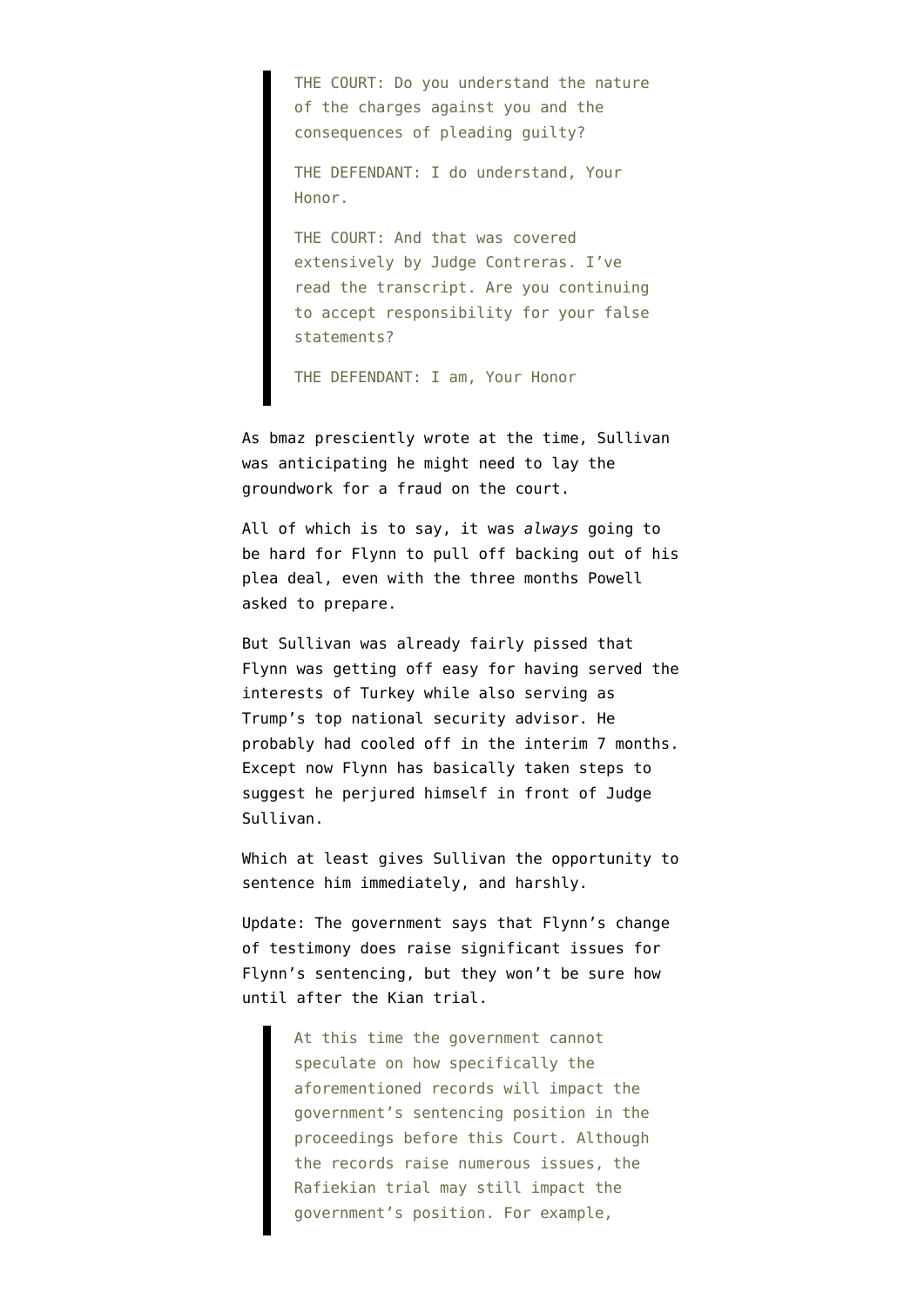> THE COURT: Do you understand the nature of the charges against you and the consequences of pleading guilty?
>
> THE DEFENDANT: I do understand, Your Honor.
>
> THE COURT: And that was covered extensively by Judge Contreras. I've read the transcript. Are you continuing to accept responsibility for your false statements?
>
> THE DEFENDANT: I am, Your Honor

As bmaz presciently wrote at the time, Sullivan was anticipating he might need to lay the groundwork for a fraud on the court.

All of which is to say, it was *always* going to be hard for Flynn to pull off backing out of his plea deal, even with the three months Powell asked to prepare.

But Sullivan was already fairly pissed that Flynn was getting off easy for having served the interests of Turkey while also serving as Trump's top national security advisor. He probably had cooled off in the interim 7 months. Except now Flynn has basically taken steps to suggest he perjured himself in front of Judge Sullivan.

Which at least gives Sullivan the opportunity to sentence him immediately, and harshly.

Update: The government says that Flynn's change of testimony does raise significant issues for Flynn's sentencing, but they won't be sure how until after the Kian trial.

> At this time the government cannot speculate on how specifically the aforementioned records will impact the government's sentencing position in the proceedings before this Court. Although the records raise numerous issues, the Rafiekian trial may still impact the government's position. For example,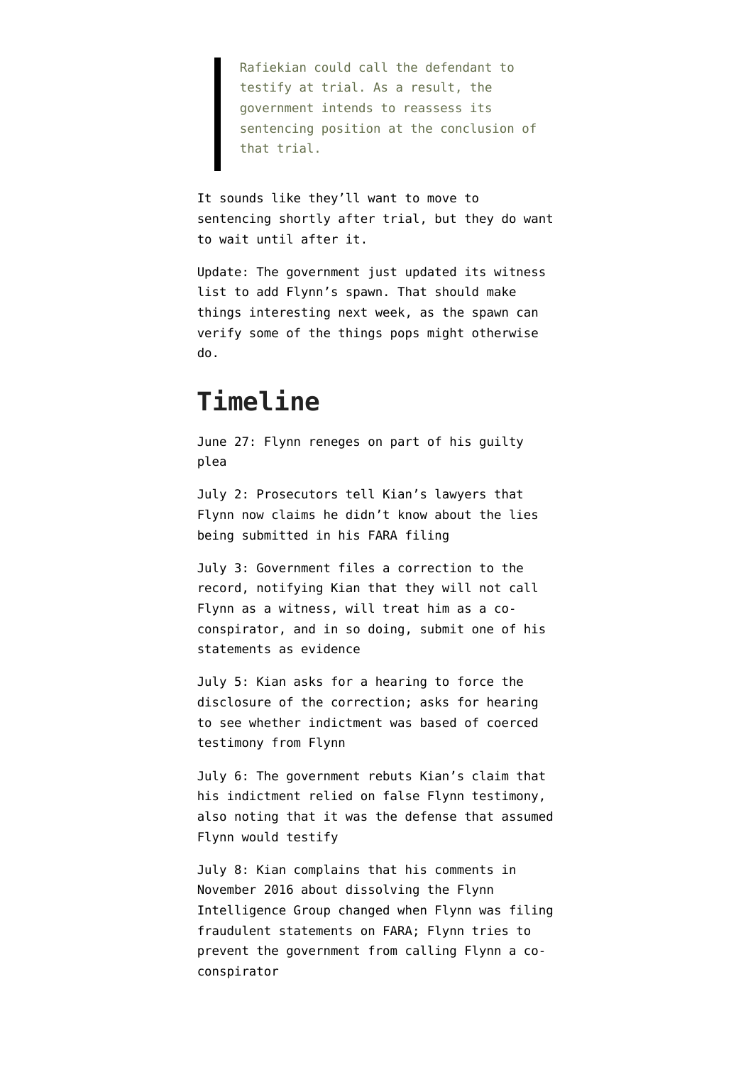> Rafiekian could call the defendant to testify at trial. As a result, the government intends to reassess its sentencing position at the conclusion of that trial.

It sounds like they'll want to move to sentencing shortly after trial, but they do want to wait until after it.

Update: The government just updated its witness list to add Flynn's spawn. That should make things interesting next week, as the spawn can verify some of the things pops might otherwise do.

# Timeline

June 27: Flynn reneges on part of his guilty plea

July 2: Prosecutors tell Kian's lawyers that Flynn now claims he didn't know about the lies being submitted in his FARA filing

July 3: Government files a correction to the record, notifying Kian that they will not call Flynn as a witness, will treat him as a co-conspirator, and in so doing, submit one of his statements as evidence

July 5: Kian asks for a hearing to force the disclosure of the correction; asks for hearing to see whether indictment was based of coerced testimony from Flynn

July 6: The government rebuts Kian's claim that his indictment relied on false Flynn testimony, also noting that it was the defense that assumed Flynn would testify

July 8: Kian complains that his comments in November 2016 about dissolving the Flynn Intelligence Group changed when Flynn was filing fraudulent statements on FARA; Flynn tries to prevent the government from calling Flynn a co-conspirator